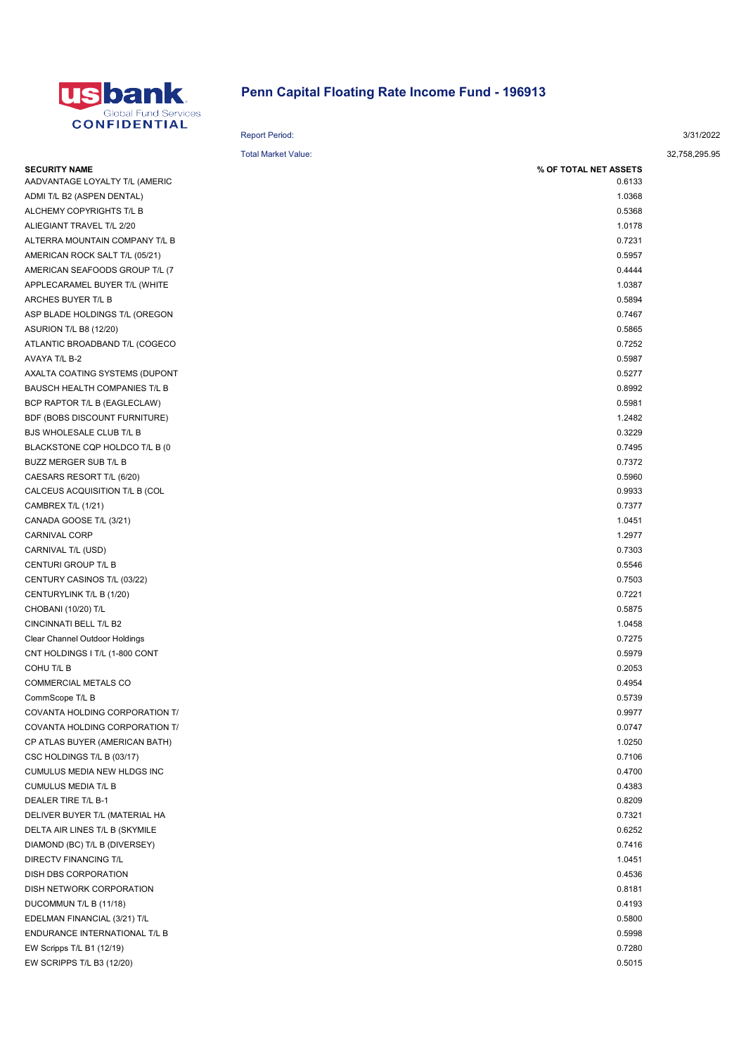usbank Global Fund Services CONFIDENTIAL

# Penn Capital Floating Rate Income Fund - 196913

Report Period: 3/31/2022

Total Market Value: 32,758,295.95

| SECURITY NAME | % OF TOTAL NET ASSETS |
|---|---|
| AADVANTAGE LOYALTY T/L (AMERIC | 0.6133 |
| ADMI T/L B2 (ASPEN DENTAL) | 1.0368 |
| ALCHEMY COPYRIGHTS T/L B | 0.5368 |
| ALIEGIANT TRAVEL T/L 2/20 | 1.0178 |
| ALTERRA MOUNTAIN COMPANY T/L B | 0.7231 |
| AMERICAN ROCK SALT T/L (05/21) | 0.5957 |
| AMERICAN SEAFOODS GROUP T/L (7 | 0.4444 |
| APPLECARAMEL BUYER T/L (WHITE | 1.0387 |
| ARCHES BUYER T/L B | 0.5894 |
| ASP BLADE HOLDINGS T/L (OREGON | 0.7467 |
| ASURION T/L B8 (12/20) | 0.5865 |
| ATLANTIC BROADBAND T/L (COGECO | 0.7252 |
| AVAYA T/L B-2 | 0.5987 |
| AXALTA COATING SYSTEMS (DUPONT | 0.5277 |
| BAUSCH HEALTH COMPANIES T/L B | 0.8992 |
| BCP RAPTOR T/L B (EAGLECLAW) | 0.5981 |
| BDF (BOBS DISCOUNT FURNITURE) | 1.2482 |
| BJS WHOLESALE CLUB T/L B | 0.3229 |
| BLACKSTONE CQP HOLDCO T/L B (0 | 0.7495 |
| BUZZ MERGER SUB T/L B | 0.7372 |
| CAESARS RESORT T/L (6/20) | 0.5960 |
| CALCEUS ACQUISITION T/L B (COL | 0.9933 |
| CAMBREX T/L (1/21) | 0.7377 |
| CANADA GOOSE T/L (3/21) | 1.0451 |
| CARNIVAL CORP | 1.2977 |
| CARNIVAL T/L (USD) | 0.7303 |
| CENTURI GROUP T/L B | 0.5546 |
| CENTURY CASINOS T/L (03/22) | 0.7503 |
| CENTURYLINK T/L B (1/20) | 0.7221 |
| CHOBANI (10/20) T/L | 0.5875 |
| CINCINNATI BELL T/L B2 | 1.0458 |
| Clear Channel Outdoor Holdings | 0.7275 |
| CNT HOLDINGS I T/L (1-800 CONT | 0.5979 |
| COHU T/L B | 0.2053 |
| COMMERCIAL METALS CO | 0.4954 |
| CommScope T/L B | 0.5739 |
| COVANTA HOLDING CORPORATION T/ | 0.9977 |
| COVANTA HOLDING CORPORATION T/ | 0.0747 |
| CP ATLAS BUYER (AMERICAN BATH) | 1.0250 |
| CSC HOLDINGS T/L B (03/17) | 0.7106 |
| CUMULUS MEDIA NEW HLDGS INC | 0.4700 |
| CUMULUS MEDIA T/L B | 0.4383 |
| DEALER TIRE T/L B-1 | 0.8209 |
| DELIVER BUYER T/L (MATERIAL HA | 0.7321 |
| DELTA AIR LINES T/L B (SKYMILE | 0.6252 |
| DIAMOND (BC) T/L B (DIVERSEY) | 0.7416 |
| DIRECTV FINANCING T/L | 1.0451 |
| DISH DBS CORPORATION | 0.4536 |
| DISH NETWORK CORPORATION | 0.8181 |
| DUCOMMUN T/L B (11/18) | 0.4193 |
| EDELMAN FINANCIAL (3/21) T/L | 0.5800 |
| ENDURANCE INTERNATIONAL T/L B | 0.5998 |
| EW Scripps T/L B1 (12/19) | 0.7280 |
| EW SCRIPPS T/L B3 (12/20) | 0.5015 |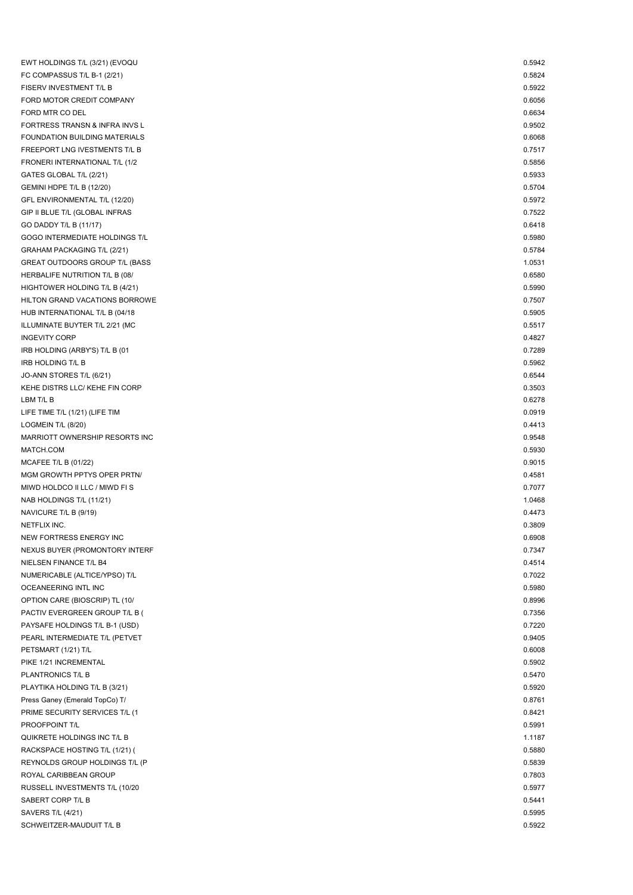| | |
|---|---|
| EWT HOLDINGS T/L (3/21) (EVOQU | 0.5942 |
| FC COMPASSUS T/L B-1 (2/21) | 0.5824 |
| FISERV INVESTMENT T/L B | 0.5922 |
| FORD MOTOR CREDIT COMPANY | 0.6056 |
| FORD MTR CO DEL | 0.6634 |
| FORTRESS TRANSN & INFRA INVS L | 0.9502 |
| FOUNDATION BUILDING MATERIALS | 0.6068 |
| FREEPORT LNG IVESTMENTS T/L B | 0.7517 |
| FRONERI INTERNATIONAL T/L (1/2 | 0.5856 |
| GATES GLOBAL T/L (2/21) | 0.5933 |
| GEMINI HDPE T/L B (12/20) | 0.5704 |
| GFL ENVIRONMENTAL T/L (12/20) | 0.5972 |
| GIP II BLUE T/L (GLOBAL INFRAS | 0.7522 |
| GO DADDY T/L B (11/17) | 0.6418 |
| GOGO INTERMEDIATE HOLDINGS T/L | 0.5980 |
| GRAHAM PACKAGING T/L (2/21) | 0.5784 |
| GREAT OUTDOORS GROUP T/L (BASS | 1.0531 |
| HERBALIFE NUTRITION T/L B (08/ | 0.6580 |
| HIGHTOWER HOLDING T/L B (4/21) | 0.5990 |
| HILTON GRAND VACATIONS BORROWE | 0.7507 |
| HUB INTERNATIONAL T/L B (04/18 | 0.5905 |
| ILLUMINATE BUYTER T/L 2/21 (MC | 0.5517 |
| INGEVITY CORP | 0.4827 |
| IRB HOLDING (ARBY'S) T/L B (01 | 0.7289 |
| IRB HOLDING T/L B | 0.5962 |
| JO-ANN STORES T/L (6/21) | 0.6544 |
| KEHE DISTRS LLC/ KEHE FIN CORP | 0.3503 |
| LBM T/L B | 0.6278 |
| LIFE TIME T/L (1/21) (LIFE TIM | 0.0919 |
| LOGMEIN T/L (8/20) | 0.4413 |
| MARRIOTT OWNERSHIP RESORTS INC | 0.9548 |
| MATCH.COM | 0.5930 |
| MCAFEE T/L B (01/22) | 0.9015 |
| MGM GROWTH PPTYS OPER PRTN/ | 0.4581 |
| MIWD HOLDCO II LLC / MIWD FI S | 0.7077 |
| NAB HOLDINGS T/L (11/21) | 1.0468 |
| NAVICURE T/L B (9/19) | 0.4473 |
| NETFLIX INC. | 0.3809 |
| NEW FORTRESS ENERGY INC | 0.6908 |
| NEXUS BUYER (PROMONTORY INTERF | 0.7347 |
| NIELSEN FINANCE T/L B4 | 0.4514 |
| NUMERICABLE (ALTICE/YPSO) T/L | 0.7022 |
| OCEANEERING INTL INC | 0.5980 |
| OPTION CARE (BIOSCRIP) TL (10/ | 0.8996 |
| PACTIV EVERGREEN GROUP T/L B ( | 0.7356 |
| PAYSAFE HOLDINGS T/L B-1 (USD) | 0.7220 |
| PEARL INTERMEDIATE T/L (PETVET | 0.9405 |
| PETSMART (1/21) T/L | 0.6008 |
| PIKE 1/21 INCREMENTAL | 0.5902 |
| PLANTRONICS T/L B | 0.5470 |
| PLAYTIKA HOLDING T/L B (3/21) | 0.5920 |
| Press Ganey (Emerald TopCo) T/ | 0.8761 |
| PRIME SECURITY SERVICES T/L (1 | 0.8421 |
| PROOFPOINT T/L | 0.5991 |
| QUIKRETE HOLDINGS INC T/L B | 1.1187 |
| RACKSPACE HOSTING T/L (1/21) ( | 0.5880 |
| REYNOLDS GROUP HOLDINGS T/L (P | 0.5839 |
| ROYAL CARIBBEAN GROUP | 0.7803 |
| RUSSELL INVESTMENTS T/L (10/20 | 0.5977 |
| SABERT CORP T/L B | 0.5441 |
| SAVERS T/L (4/21) | 0.5995 |
| SCHWEITZER-MAUDUIT T/L B | 0.5922 |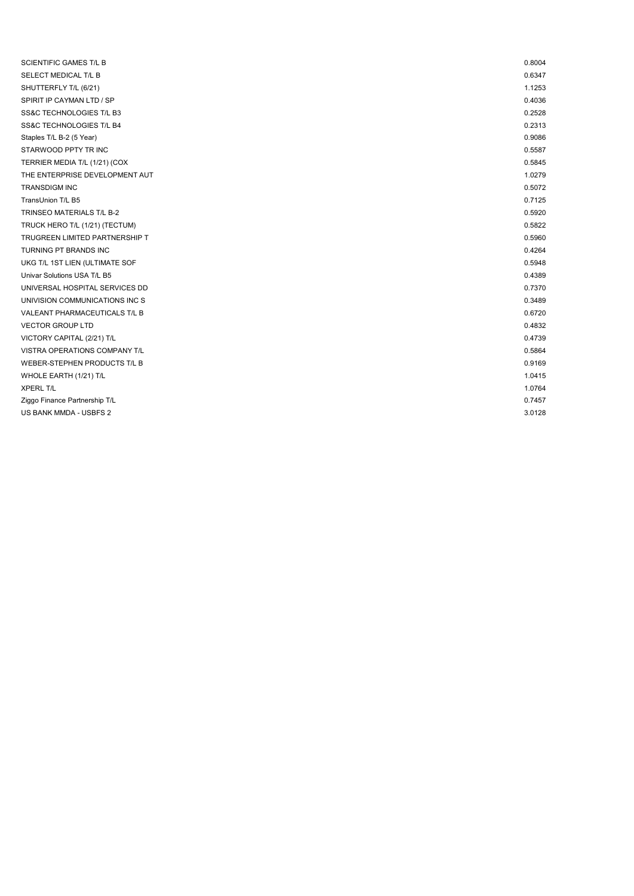| | |
|---|---|
| SCIENTIFIC GAMES T/L B | 0.8004 |
| SELECT MEDICAL T/L B | 0.6347 |
| SHUTTERFLY T/L (6/21) | 1.1253 |
| SPIRIT IP CAYMAN LTD / SP | 0.4036 |
| SS&C TECHNOLOGIES T/L B3 | 0.2528 |
| SS&C TECHNOLOGIES T/L B4 | 0.2313 |
| Staples T/L B-2 (5 Year) | 0.9086 |
| STARWOOD PPTY TR INC | 0.5587 |
| TERRIER MEDIA T/L (1/21) (COX | 0.5845 |
| THE ENTERPRISE DEVELOPMENT AUT | 1.0279 |
| TRANSDIGM INC | 0.5072 |
| TransUnion T/L B5 | 0.7125 |
| TRINSEO MATERIALS T/L B-2 | 0.5920 |
| TRUCK HERO T/L (1/21) (TECTUM) | 0.5822 |
| TRUGREEN LIMITED PARTNERSHIP T | 0.5960 |
| TURNING PT BRANDS INC | 0.4264 |
| UKG T/L 1ST LIEN (ULTIMATE SOF | 0.5948 |
| Univar Solutions USA T/L B5 | 0.4389 |
| UNIVERSAL HOSPITAL SERVICES DD | 0.7370 |
| UNIVISION COMMUNICATIONS INC S | 0.3489 |
| VALEANT PHARMACEUTICALS T/L B | 0.6720 |
| VECTOR GROUP LTD | 0.4832 |
| VICTORY CAPITAL (2/21) T/L | 0.4739 |
| VISTRA OPERATIONS COMPANY T/L | 0.5864 |
| WEBER-STEPHEN PRODUCTS T/L B | 0.9169 |
| WHOLE EARTH (1/21) T/L | 1.0415 |
| XPERL T/L | 1.0764 |
| Ziggo Finance Partnership T/L | 0.7457 |
| US BANK MMDA - USBFS 2 | 3.0128 |